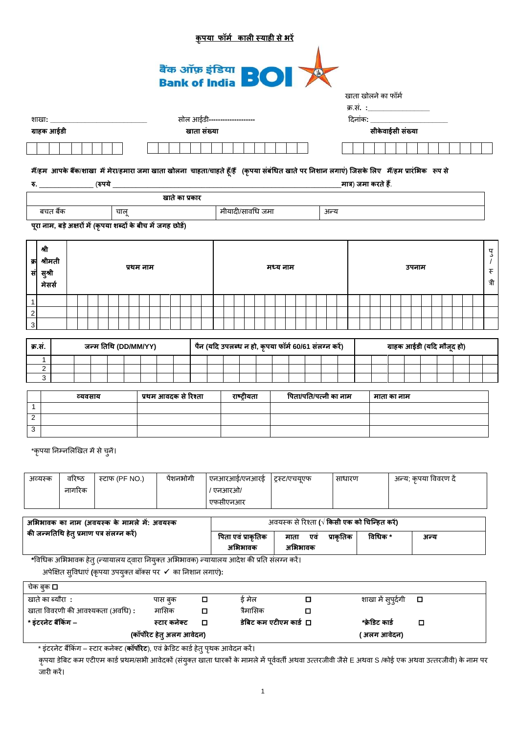**कृपया फॉर्म काली स्याही से भरें**

बैंक ऑफ़ इंडिया
Bank of India BOI

खाता खोलने का फॉर्म

क्र.सं. :_______________

शाखा: ___________________________ सोल आईडी------------------- दिनांक: ______________________

| ग्राहक आईडी | खाता संख्या | सीकेवाईसी संख्या |
|---|---|---|
| | | |

**मैं/हम आपके बैंक/शाखा में मेरा/हमारा जमा खाता खोलना चाहता/चाहते हूँ/हैं (कृपया संबंधित खाते पर निशान लगाएं) जिसके लिए मैं/हम प्रारंभिक रूप से रु. ______________ (रुपये _______________________________________________________________ मात्र) जमा करते हैं.**

| खाते का प्रकार | | | |
|---|---|---|---|
| बचत बैंक | चालू | मीयादी/सावधि जमा | अन्य |

**पूरा नाम, बड़े अक्षरों में (कृपया शब्दों के बीच में जगह छोड़ें)**

| क्र सं | श्री श्रीमती सुश्री मेसर्स | प्रथम नाम | मध्य नाम | उपनाम | पु/स्त्री |
|---|---|---|---|---|---|
| 1 | | | | | |
| 2 | | | | | |
| 3 | | | | | |

| क्र.सं. | जन्म तिथि (DD/MM/YY) | पैन (यदि उपलब्ध न हो, कृपया फॉर्म 60/61 संलग्न करें) | ग्राहक आईडी (यदि मौजूद हो) |
|---|---|---|---|
| 1 | | | |
| 2 | | | |
| 3 | | | |

| | व्यवसाय | प्रथम आवदक से रिश्ता | राष्ट्रीयता | पिता/पति/पत्नी का नाम | माता का नाम |
|---|---|---|---|---|---|
| 1 | | | | | |
| 2 | | | | | |
| 3 | | | | | |

*कृपया निम्नलिखित में से चुनें।

| अवयस्क | वरिष्ठ नागरिक | स्टाफ (PF NO.) | पेंशनभोगी | एनआरआई/एनआरई / एनआरओ/ एफसीएनआर | ट्रस्ट/एचयूएफ | साधारण | अन्य; कृपया विवरण दें |
|---|---|---|---|---|---|---|---|
| | | | | | | | |

| **अभिभावक का नाम (अवयस्क के मामले में: अवयस्क की जन्मतिथि हेतु प्रमाण पत्र संलग्न करें)** | अवयस्क से रिश्ता (√ **किसी एक को चिन्हित करें**) | | | |
|---|---|---|---|---|
| | **पिता एवं प्राकृतिक अभिभावक** | **माता एवं प्राकृतिक अभिभावक** | **विधिक *** | **अन्य** |

*विधिक अभिभावक हेतु (न्यायालय द्वारा नियुक्त अभिभावक) न्यायालय आदेश की प्रति संलग्न करें।

अपेक्षित सुविधाएं (कृपया उपयुक्त बॉक्स पर ✓ का निशान लगाएं):

| चेक बुक ☐ | | | |
|---|---|---|---|
| खाते का ब्यौरा : | पास बुक ☐ | ई मेल ☐ | शाखा में सुपुर्दगी ☐ |
| खाता विवरणी की आवश्यकता (अवधि) : | मासिक ☐ | त्रैमासिक ☐ | |
| *** इंटरनेट बैंकिंग –** | **स्टार कनेक्ट** ☐ **(कॉर्पोरेट हेतु अलग आवेदन)** | **डेबिट कम एटीएम कार्ड** ☐ | ***क्रेडिट कार्ड** ☐ **( अलग आवेदन)** |

* इंटरनेट बैंकिंग – स्टार कनेक्ट (**कॉर्पोरेट**), एवं क्रेडिट कार्ड हेतु पृथक आवेदन करें।

कृपया डेबिट कम एटीएम कार्ड प्रथम/सभी आवेदकों (संयुक्त खाता धारकों के मामले में पूर्ववर्ती अथवा उत्तरजीवी जैसे E अथवा S /कोई एक अथवा उत्तरजीवी) के नाम पर जारी करें।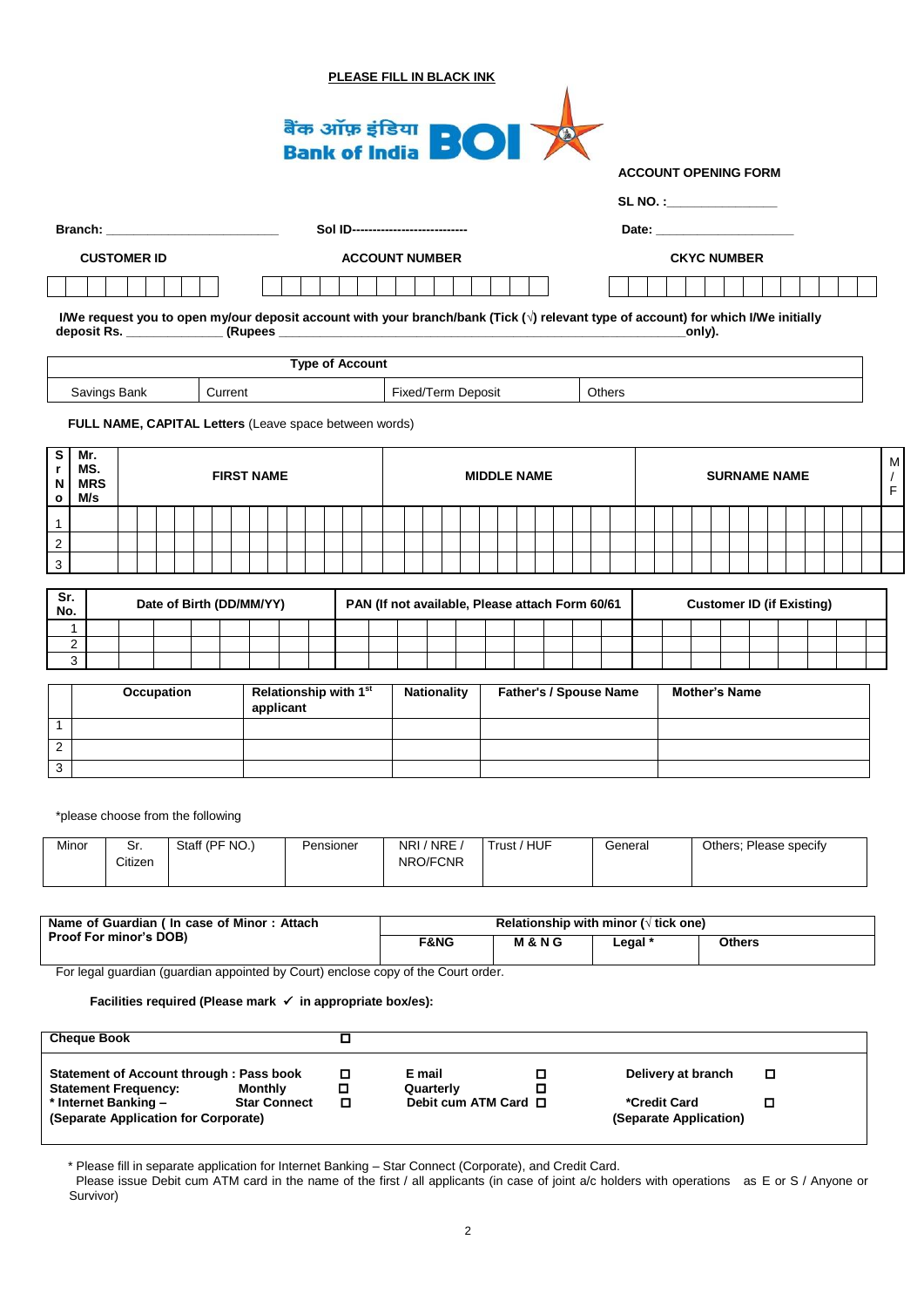**PLEASE FILL IN BLACK INK**

बैंक ऑफ़ इंडिया **Bank of India BOI**

**ACCOUNT OPENING FORM**

**SL NO. :_______________**

**Branch:** ________________________ **Sol ID----------------------------** **Date:** ___________________

| CUSTOMER ID | ACCOUNT NUMBER | CKYC NUMBER |
|---|---|---|
| | | |

**I/We request you to open my/our deposit account with your branch/bank (Tick (√) relevant type of account) for which I/We initially deposit Rs.** _____________ **(Rupees** ____________________________________________________________**only).**

| Type of Account | | | |
|---|---|---|---|
| Savings Bank | Current | Fixed/Term Deposit | Others |

**FULL NAME, CAPITAL Letters** (Leave space between words)

| Sr No | Mr. MS. MRS M/s | FIRST NAME | MIDDLE NAME | SURNAME NAME | M / F |
|---|---|---|---|---|---|
| 1 | | | | | |
| 2 | | | | | |
| 3 | | | | | |

| Sr. No. | Date of Birth (DD/MM/YY) | PAN (If not available, Please attach Form 60/61 | Customer ID (if Existing) |
|---|---|---|---|
| 1 | | | |
| 2 | | | |
| 3 | | | |

| | Occupation | Relationship with 1st applicant | Nationality | Father's / Spouse Name | Mother's Name |
|---|---|---|---|---|---|
| 1 | | | | | |
| 2 | | | | | |
| 3 | | | | | |

*please choose from the following

| Minor | Sr. Citizen | Staff (PF NO.) | Pensioner | NRI / NRE / NRO/FCNR | Trust / HUF | General | Others; Please specify |
|---|---|---|---|---|---|---|---|

| Name of Guardian ( In case of Minor : Attach Proof For minor's DOB) | Relationship with minor (√ tick one) | | | |
|---|---|---|---|---|
| | F&NG | M & N G | Legal * | Others |

For legal guardian (guardian appointed by Court) enclose copy of the Court order.

**Facilities required (Please mark ✓ in appropriate box/es):**

| | | | | | |
|---|---|---|---|---|---|
| **Cheque Book** | ☐ | | | | |
| **Statement of Account through : Pass book** | ☐ | **E mail** | ☐ | **Delivery at branch** | ☐ |
| **Statement Frequency: Monthly** | ☐ | **Quarterly** | ☐ | | |
| **\* Internet Banking – Star Connect (Separate Application for Corporate)** | ☐ | **Debit cum ATM Card** | ☐ | **\*Credit Card (Separate Application)** | ☐ |

\* Please fill in separate application for Internet Banking – Star Connect (Corporate), and Credit Card.
Please issue Debit cum ATM card in the name of the first / all applicants (in case of joint a/c holders with operations as E or S / Anyone or Survivor)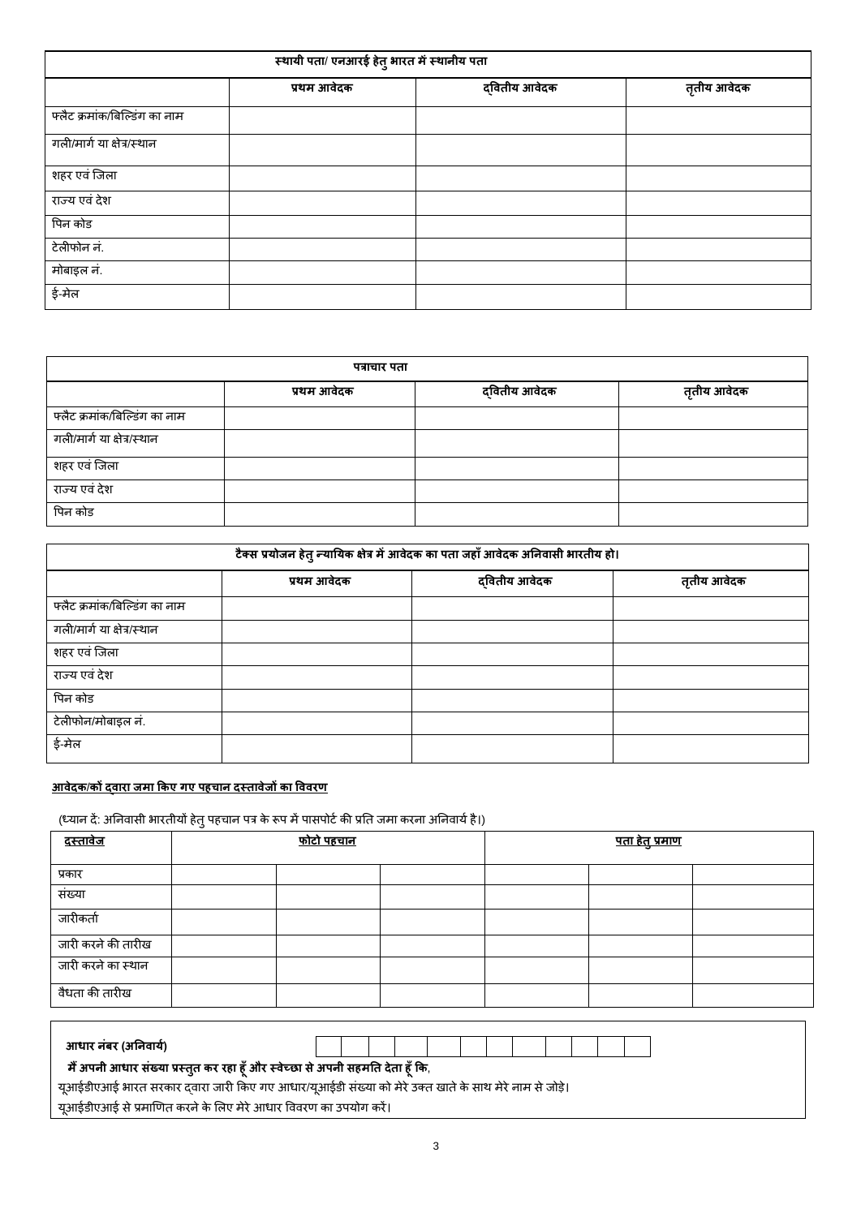| स्थायी पता/ एनआरई हेतु भारत में स्थानीय पता | | | |
|---|---|---|---|
| | **प्रथम आवेदक** | **द्वितीय आवेदक** | **तृतीय आवेदक** |
| फ्लैट क्रमांक/बिल्डिंग का नाम | | | |
| गली/मार्ग या क्षेत्र/स्थान | | | |
| शहर एवं जिला | | | |
| राज्य एवं देश | | | |
| पिन कोड | | | |
| टेलीफोन नं. | | | |
| मोबाइल नं. | | | |
| ई-मेल | | | |

| पत्राचार पता | | | |
|---|---|---|---|
| | **प्रथम आवेदक** | **द्वितीय आवेदक** | **तृतीय आवेदक** |
| फ्लैट क्रमांक/बिल्डिंग का नाम | | | |
| गली/मार्ग या क्षेत्र/स्थान | | | |
| शहर एवं जिला | | | |
| राज्य एवं देश | | | |
| पिन कोड | | | |

| टैक्स प्रयोजन हेतु न्यायिक क्षेत्र में आवेदक का पता जहाँ आवेदक अनिवासी भारतीय हो। | | | |
|---|---|---|---|
| | **प्रथम आवेदक** | **द्वितीय आवेदक** | **तृतीय आवेदक** |
| फ्लैट क्रमांक/बिल्डिंग का नाम | | | |
| गली/मार्ग या क्षेत्र/स्थान | | | |
| शहर एवं जिला | | | |
| राज्य एवं देश | | | |
| पिन कोड | | | |
| टेलीफोन/मोबाइल नं. | | | |
| ई-मेल | | | |

**आवेदक/कों द्वारा जमा किए गए पहचान दस्तावेजों का विवरण**

(ध्यान दें: अनिवासी भारतीयों हेतु पहचान पत्र के रूप में पासपोर्ट की प्रति जमा करना अनिवार्य है।)

| दस्तावेज | फोटो पहचान | | | पता हेतु प्रमाण | | |
|---|---|---|---|---|---|---|
| प्रकार | | | | | | |
| संख्या | | | | | | |
| जारीकर्ता | | | | | | |
| जारी करने की तारीख | | | | | | |
| जारी करने का स्थान | | | | | | |
| वैधता की तारीख | | | | | | |

**आधार नंबर (अनिवार्य)** | | | | | | | | | | | | | |

**मैं अपनी आधार संख्या प्रस्तुत कर रहा हूँ और स्वेच्छा से अपनी सहमति देता हूँ कि,**

यूआईडीएआई भारत सरकार द्वारा जारी किए गए आधार/यूआईडी संख्या को मेरे उक्त खाते के साथ मेरे नाम से जोड़े।

यूआईडीएआई से प्रमाणित करने के लिए मेरे आधार विवरण का उपयोग करें।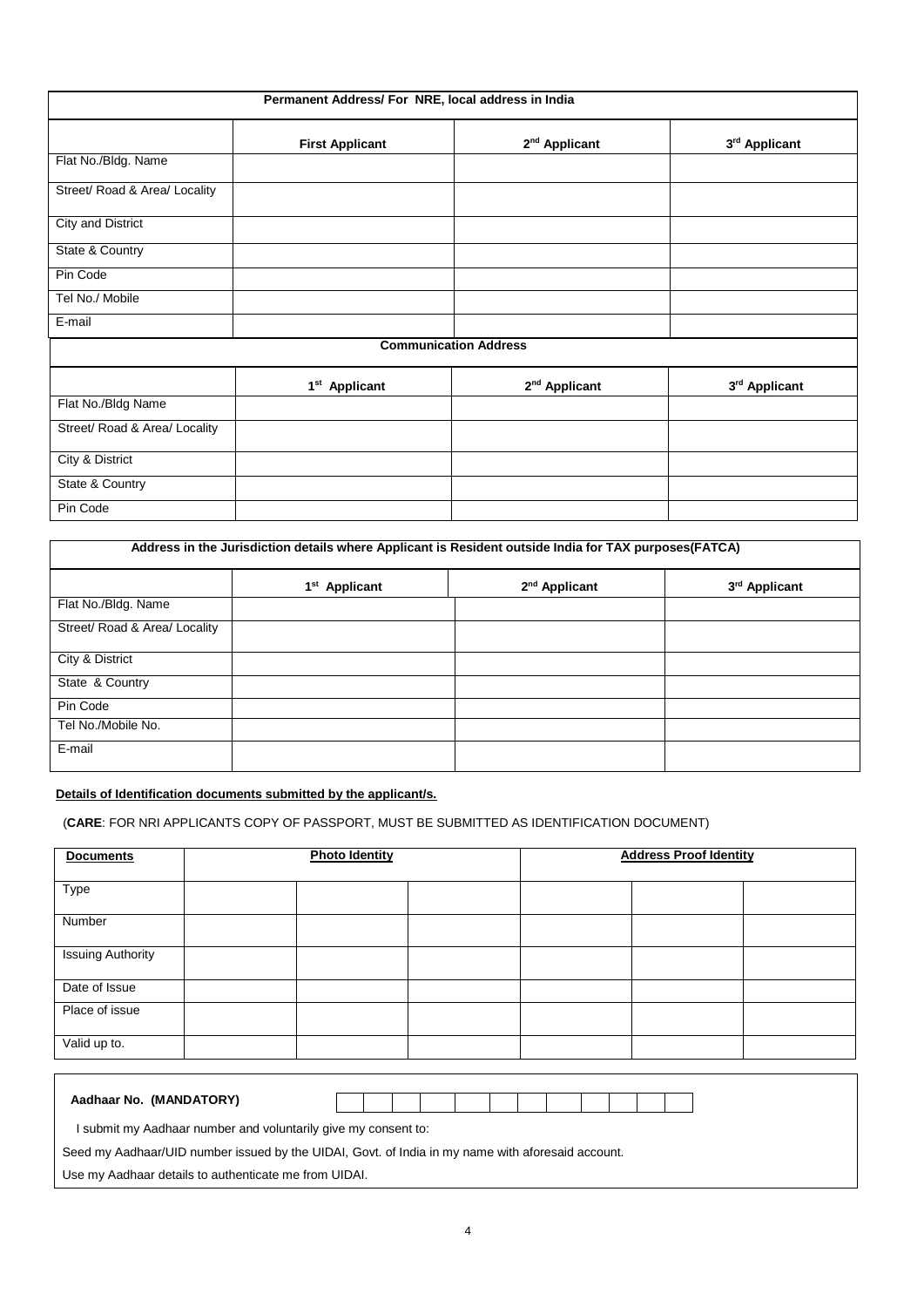| Permanent Address/ For NRE, local address in India | | | |
|---|---|---|---|
| | **First Applicant** | **2nd Applicant** | **3rd Applicant** |
| Flat No./Bldg. Name | | | |
| Street/ Road & Area/ Locality | | | |
| City and District | | | |
| State & Country | | | |
| Pin Code | | | |
| Tel No./ Mobile | | | |
| E-mail | | | |
| **Communication Address** | | | |
| | **1st Applicant** | **2nd Applicant** | **3rd Applicant** |
| Flat No./Bldg Name | | | |
| Street/ Road & Area/ Locality | | | |
| City & District | | | |
| State & Country | | | |
| Pin Code | | | |

| Address in the Jurisdiction details where Applicant is Resident outside India for TAX purposes(FATCA) | | | |
|---|---|---|---|
| | **1st Applicant** | **2nd Applicant** | **3rd Applicant** |
| Flat No./Bldg. Name | | | |
| Street/ Road & Area/ Locality | | | |
| City & District | | | |
| State & Country | | | |
| Pin Code | | | |
| Tel No./Mobile No. | | | |
| E-mail | | | |

**Details of Identification documents submitted by the applicant/s.**

(**CARE**: FOR NRI APPLICANTS COPY OF PASSPORT, MUST BE SUBMITTED AS IDENTIFICATION DOCUMENT)

| **Documents** | **Photo Identity** | | | **Address Proof Identity** | | |
|---|---|---|---|---|---|---|
| Type | | | | | | |
| Number | | | | | | |
| Issuing Authority | | | | | | |
| Date of Issue | | | | | | |
| Place of issue | | | | | | |
| Valid up to. | | | | | | |

**Aadhaar No. (MANDATORY)** | | | | | | | | | | | | | |

I submit my Aadhaar number and voluntarily give my consent to:

Seed my Aadhaar/UID number issued by the UIDAI, Govt. of India in my name with aforesaid account.

Use my Aadhaar details to authenticate me from UIDAI.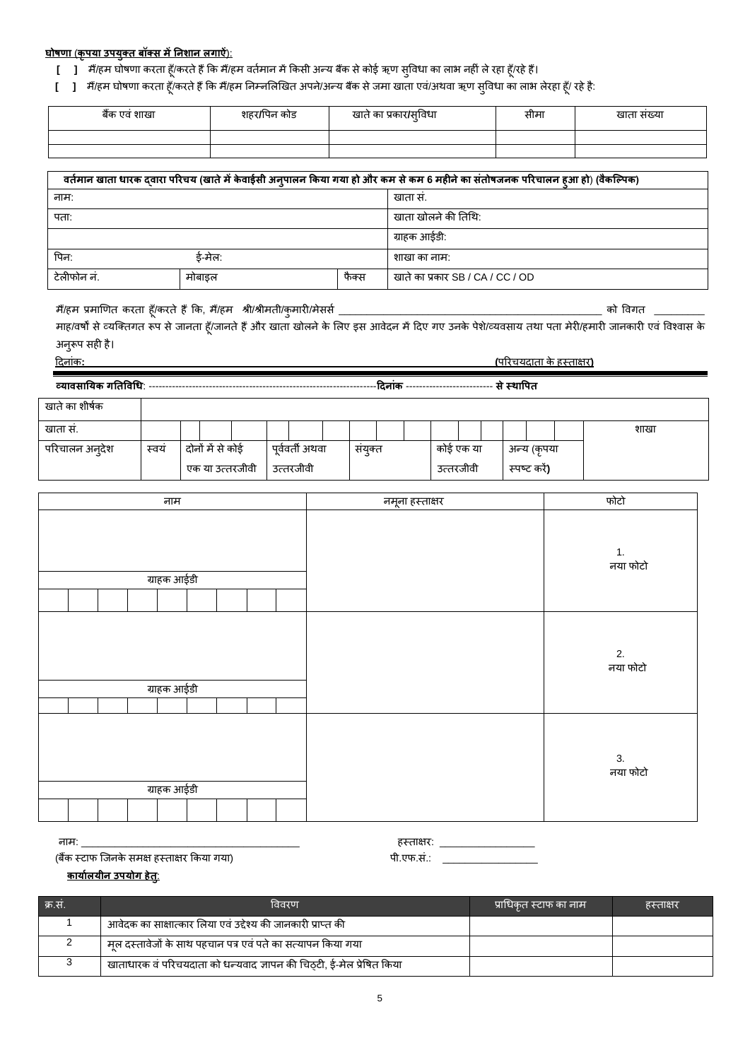**घोषणा (कृपया उपयुक्त बॉक्स में निशान लगाएँ):**

[ ] मैं/हम घोषणा करता हूँ/करते हैं कि मैं/हम वर्तमान में किसी अन्य बैंक से कोई ऋण सुविधा का लाभ नहीं ले रहा हूँ/रहे हैं।

[ ] मैं/हम घोषणा करता हूँ/करते हैं कि मैं/हम निम्नलिखित अपने/अन्य बैंक से जमा खाता एवं/अथवा ऋण सुविधा का लाभ लेरहा हूँ/ रहे है:

| बैंक एवं शाखा | शहर/पिन कोड | खाते का प्रकार/सुविधा | सीमा | खाता संख्या |
|---|---|---|---|---|
| | | | | |
| | | | | |

| **वर्तमान खाता धारक द्वारा परिचय (खाते में केवाईसी अनुपालन किया गया हो और कम से कम 6 महीने का संतोषजनक परिचालन हुआ हो) (वैकल्पिक)** | | | |
|---|---|---|---|
| नाम: | | | खाता सं. |
| पता: | | | खाता खोलने की तिथि: |
| | | | ग्राहक आईडी: |
| पिन: | ई-मेल: | | शाखा का नाम: |
| टेलीफोन नं. | मोबाइल | फैक्स | खाते का प्रकार SB / CA / CC / OD |

मैं/हम प्रमाणित करता हूँ/करते हैं कि, मैं/हम श्री/श्रीमती/कुमारी/मेसर्स ________________________________________________ को विगत _________ माह/वर्षों से व्यक्तिगत रूप से जानता हूँ/जानते हैं और खाता खोलने के लिए इस आवेदन में दिए गए उनके पेशे/व्यवसाय तथा पता मेरी/हमारी जानकारी एवं विश्वास के अनुरूप सही है।

दिनांक: (परिचयदाता के हस्ताक्षर)

**व्यावसायिक गतिविधि**: ---------------------------------------------------------------------**दिनांक** -------------------------- **से स्थापित**

| खाते का शीर्षक | | | | | | |
|---|---|---|---|---|---|---|
| खाता सं. | | | | | | | 
| परिचालन अनुदेश | स्वयं | दोनों में से कोई एक या उत्तरजीवी | पूर्ववर्ती अथवा उत्तरजीवी | संयुक्त | कोई एक या उत्तरजीवी | अन्य (कृपया स्पष्ट करें) |

शाखा

| नाम | नमूना हस्ताक्षर | फोटो |
|---|---|---|
| ग्राहक आईडी | | 1. नया फोटो |
| ग्राहक आईडी | | 2. नया फोटो |
| ग्राहक आईडी | | 3. नया फोटो |

नाम: ________________________________________ हस्ताक्षर: __________________

(बैंक स्टाफ जिनके समक्ष हस्ताक्षर किया गया) पी.एफ.सं.: __________________

**कार्यालयीन उपयोग हेतु:**

| क्र.सं. | विवरण | प्राधिकृत स्टाफ का नाम | हस्ताक्षर |
|---|---|---|---|
| 1 | आवेदक का साक्षात्कार लिया एवं उद्देश्य की जानकारी प्राप्त की | | |
| 2 | मूल दस्तावेजों के साथ पहचान पत्र एवं पते का सत्यापन किया गया | | |
| 3 | खाताधारक वं परिचयदाता को धन्यवाद ज्ञापन की चिठ्ठी, ई-मेल प्रेषित किया | | |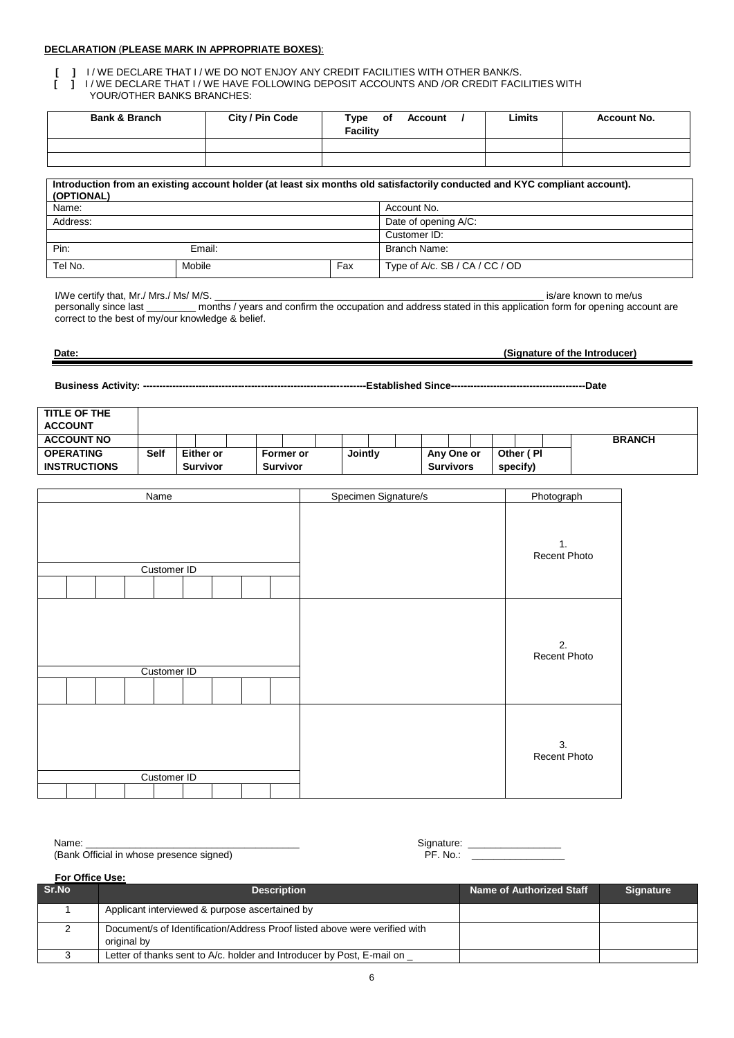**DECLARATION (PLEASE MARK IN APPROPRIATE BOXES):**

**[ ]** I / WE DECLARE THAT I / WE DO NOT ENJOY ANY CREDIT FACILITIES WITH OTHER BANK/S.
**[ ]** I / WE DECLARE THAT I / WE HAVE FOLLOWING DEPOSIT ACCOUNTS AND /OR CREDIT FACILITIES WITH YOUR/OTHER BANKS BRANCHES:

| Bank & Branch | City / Pin Code | Type of Account / Facility | Limits | Account No. |
|---|---|---|---|---|
| | | | | |
| | | | | |

| **Introduction from an existing account holder (at least six months old satisfactorily conducted and KYC compliant account). (OPTIONAL)** | | | |
|---|---|---|---|
| Name: | | | Account No. |
| Address: | | | Date of opening A/C: |
| | | | Customer ID: |
| Pin: | Email: | | Branch Name: |
| Tel No. | Mobile | Fax | Type of A/c. SB / CA / CC / OD |

I/We certify that, Mr./ Mrs./ Ms/ M/S. ______________________________ is/are known to me/us personally since last _________ months / years and confirm the occupation and address stated in this application form for opening account are correct to the best of my/our knowledge & belief.

**Date:** **(Signature of the Introducer)**

**Business Activity: ---------------------------------------------------------------------Established Since-----------------------------------------Date**

| **TITLE OF THE ACCOUNT** | | | | | | | |
|---|---|---|---|---|---|---|---|
| **ACCOUNT NO** | | | | | | | **BRANCH** |
| **OPERATING INSTRUCTIONS** | **Self** | **Either or Survivor** | **Former or Survivor** | **Jointly** | **Any One or Survivors** | **Other ( Pl specify)** | |

| Name | Specimen Signature/s | Photograph |
|---|---|---|
| <br>Customer ID: | | 1. Recent Photo |
| <br>Customer ID: | | 2. Recent Photo |
| <br>Customer ID: | | 3. Recent Photo |

Name: ______________________________
(Bank Official in whose presence signed)

Signature: ________________
PF. No.: ________________

**For Office Use:**

| Sr.No | Description | Name of Authorized Staff | Signature |
|---|---|---|---|
| 1 | Applicant interviewed & purpose ascertained by | | |
| 2 | Document/s of Identification/Address Proof listed above were verified with original by | | |
| 3 | Letter of thanks sent to A/c. holder and Introducer by Post, E-mail on _ | | |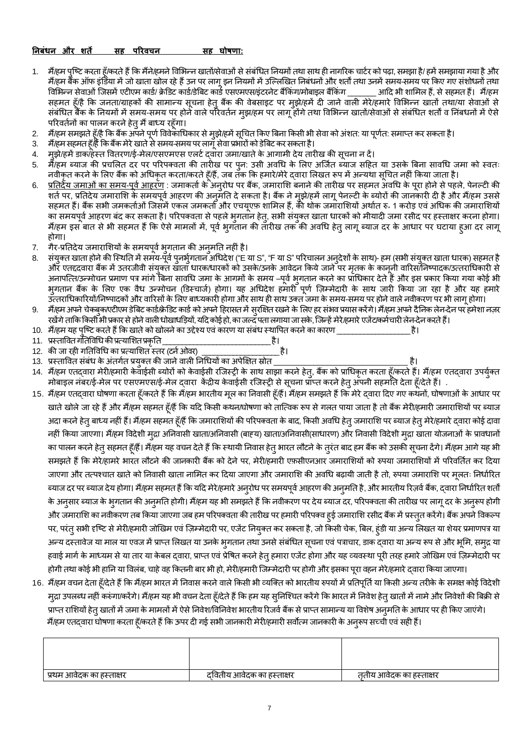**<u>निबंधन और शर्तें सह परिवचन सह घोषणा:</u>**

1. मैं/हम पुष्टि करता हूँ/करते हैं कि मैंने/हमने विभिन्न खातों/सेवाओं से संबंधित नियमों तथा साथ ही नागरिक चार्टर को पढ़ा, समझा है/ हमें समझाया गया है और मैं/हम बैंक ऑफ इंडिया में जो खाता खोल रहे हैं उन पर लागू इन नियमों में उल्लिखित निबंधनों और शर्तों तथा उनमें समय-समय पर किए गए संशोधनों तथा विभिन्न सेवाओं जिसमें एटीएम कार्ड/ क्रेडिट कार्ड/डेबिट कार्ड एसएमएस/इंटरनेट बैंकिंग/मोबाइल बैंकिंग _______ आदि भी शामिल हैं, से सहमत हैं। मैं/हम सहमत हूँ/हैं कि जनता/ग्राहकों की सामान्य सूचना हेतु बैंक की वेबसाइट पर मुझे/हमें दी जाने वाली मेरे/हमारे विभिन्न खातों तथा/या सेवाओं से संबंधित बैंक के नियमों में समय-समय पर होने वाले परिवर्तन मुझ/हम पर लागू होंगे तथा विभिन्न खातों/सेवाओं से संबंधित शर्तों व निबंधनों में ऐसे परिवर्तनों का पालन करने हेतु मैं बाध्य रहूँगा।
2. मैं/हम समझते हूँ/है कि बैंक अपने पूर्ण विवेकाधिकार से मुझे/हमें सूचित किए बिना किसी भी सेवा को अंशतः या पूर्णतः समाप्त कर सकता है।
3. मैं/हम सहमत हूँ/है कि बैंक मेरे खाते से समय-समय पर लागू सेवा प्रभारों को डेबिट कर सकता है।
4. मुझे/हमें डाक/हस्त वितरण/ई-मेल/एसएमएस एलर्ट द्वारा जमा/खाते के आगामी देय तारीख की सूचना न दें।
5. मैं/हम ब्याज की प्रचलित दर पर परिपक्वता की तारीख पर पुनः उसी अवधि के लिए अर्जित ब्याज सहित या उसके बिना सावधि जमा को स्वतः नवीकृत करने के लिए बैंक को अधिकृत करता/करते हूँ/हैं, जब तक कि हमारे/मेरे द्वारा लिखित रूप में अन्यथा सूचित नहीं किया जाता है।
6. <u>प्रतिदेय जमाओं का समय-पूर्व आहरण</u> : जमाकर्ता के अनुरोध पर बैंक, जमाराशि बनाने की तारीख पर सहमत अवधि के पूरा होने से पहले, पेनल्टी की शर्त पर, प्रतिदेय जमाराशि के समयपूर्व आहरण की अनुमति दे सकता है। बैंक ने मुझे/हमें लागू पेनल्टी के ब्योरों की जानकारी दी है और मैं/हम उससे सहमत हैं। बैंक सभी जमकर्ताओं जिसमें एकल जमकर्ता और एचयूएफ शामिल हैं, की थोक जमाराशियों अर्थात रु. 1 करोड़ एवं अधिक की जमाराशियों का समयपूर्व आहरण बंद कर सकता है। परिपक्वता से पहले भुगतान हेतु, सभी संयुक्त खाता धारकों को मीयादी जमा रसीद पर हस्ताक्षर करना होगा। मैं/हम इस बात से भी सहमत हैं कि ऐसे मामलों में, पूर्व भुगतान की तारीख तक की अवधि हेतु लागू ब्याज दर के आधार पर घटाया हुआ दर लागू होगा।
7. गैर-प्रतिदेय जमाराशियों के समयपूर्व भुगतान की अनुमति नहीं है।
8. संयुक्त खाता होने की स्थिति में समय-पूर्व पुनर्भुगतान अधिदेश ("E या S", "F या S" परिचालन अनुदेशों के साथ)- हम (सभी संयुक्त खाता धारक) सहमत है और एतद्दवारा बैंक में उत्तरजीवी संयुक्त खाता धारक/धारकों को उसके/उनके आवेदन किये जाने पर मृतक के कानूनी वारिस/निष्पादक/उत्तराधिकारी से अनापत्ति/उन्मोचन प्रमाण पत्र मांगे बिना सावधि जमा के आगमों के समय –पूर्व भुगतान करने का प्राधिकार देते हैं और इस प्रकार किया गया कोई भी भुगतान बैंक के लिए एक वैध उन्मोचन (डिस्चार्ज) होगा। यह अधिदेश हमारी पूर्ण ज़िम्मेदारी के साथ जारी किया जा रहा है और यह हमारे उत्तराधिकारियों/निष्पादकों और वारिसों के लिए बाध्यकारी होगा और साथ ही उक्त जमा के समय-समय पर होने वाले नवीकरण पर भी लागू होगा।
9. मैं/हम अपने चेकबुक/एटीएम डेबिट कार्ड/क्रेडिट कार्ड को अपने हिरासत में सुरक्षित रखने के लिए हर संभव प्रयास करेंगे। मैं/हम अपने दैनिक लेन-देन पर हमेशा नज़र रखेंगे ताकि किसी भी प्रकार से होने वाली धोखाधड़ियों, यदि कोई हो, का जल्द पता लगाया जा सके, जिन्हें मेरे/हमारे एजेंट/कर्मचारी लेन-देन करते हैं।
10. मैं/हम यह पुष्टि करते हैं कि खाते को खोलने का उद्देश्य एवं कारण या संबंध स्थापित करने का कारण ___________________ है।
11. प्रस्तावित गतिविधि की प्रत्याशित प्रकृति ___________________________ है।
12. की जा रही गतिविधि का प्रत्याशित स्तर (टर्न ओवर) ____________________ है।
13. प्रस्तावित संबंध के अंतर्गत प्रयुक्त की जाने वाली निधियों का अपेक्षित स्रोत _________________________________ है।
14. मैं/हम एतद्वारा मेरी/हमारी केवाईसी ब्योरों को केवाईसी रजिस्ट्री के साथ साझा करने हेतु, बैंक को प्राधिकृत करता हूँ/करते हैं। मैं/हम एतद्वारा उपर्युक्त मोबाइल नंबर/ई-मेल पर एसएमएस/ई-मेल द्वारा केंद्रीय केवाईसी रजिस्ट्री से सूचना प्राप्त करने हेतु अपनी सहमति देता हूँ/देते हैं। .
15. मैं/हम एतद्वारा घोषणा करता हूँ/करते हैं कि मैं/हम भारतीय मूल का निवासी हूँ/हैं। मैं/हम समझते हैं कि मेरे द्वारा दिए गए कथनों, घोषणाओं के आधार पर खाते खोले जा रहे हैं और मैं/हम सहमत हूँ/हैं कि यदि किसी कथन/घोषणा को तात्विक रूप से गलत पाया जाता है तो बैंक मेरी/हमारी जमाराशियों पर ब्याज अदा करने हेतु बाध्य नहीं हैं। मैं/हम सहमत हूँ/हैं कि जमाराशियों की परिपक्वता के बाद, किसी अवधि हेतु जमाराशि पर ब्याज हेतु मेरे/हमारे द्वारा कोई दावा नहीं किया जाएगा। मैं/हम विदेशी मुद्रा अनिवासी खाता/अनिवासी (बाह्य) खाता/अनिवासी(साधारण) और निवासी विदेशी मुद्रा खाता योजनाओं के प्रावधानों का पालन करने हेतु सहमत हूँ/हैं। मैं/हम यह वचन देते हैं कि स्थायी निवास हेतु भारत लौटने के तुरंत बाद हम बैंक को उसकी सूचना देंगे। मैं/हम आगे यह भी समझते हैं कि मेरे/हामरे भारत लौटने की जानकारी बैंक को देने पर, मेरी/हमारी एफ़सीएनआर जमाराशियों को रुपया जमाराशियों में परिवर्तित कर दिया जाएगा और तत्पश्चात खाते को निवासी खाता नामित कर दिया जाएगा और जमाराशि की अवधि बढ़ायी जाती है तो, रुपया जमाराशि पर मूलतः निर्धारित ब्याज दर पर ब्याज देय होगा। मैं/हम सहमत हैं कि यदि मेरे/हमारे अनुरोध पर समयपूर्व आहरण की अनुमति है, और भारतीय रिज़र्व बैंक, द्वारा निर्धारित शर्तों के अनुसार ब्याज के भुगतान की अनुमति होगी। मैं/हम यह भी समझते हैं कि नवीकरण पर देय ब्याज दर, परिपक्वता की तारीख पर लागू दर के अनुरूप होगी और जमाराशि का नवीकरण तब किया जाएगा जब हम परिपक्वता की तारीख पर हमारी परिपक्व हुई जमाराशि रसीद बैंक में प्रस्तुत करेंगे। बैंक अपने विकल्प पर, परंतु सभी दृष्टि से मेरी/हमारी जोखिम एवं ज़िम्मेदारी पर, एजेंट नियुक्त कर सकता है, जो किसी चेक, बिल, हुंडी या अन्य लिखत या शेयर प्रमाणपत्र या अन्य दस्तावेज या माल या एवज में प्राप्त लिखत या उनके भुगतान तथा उनसे संबंधित सूचना एवं पत्राचार, डाक द्वारा या अन्य रूप से और भूमि, समुद्र या हवाई मार्ग के माध्यम से या तार या केबल द्वारा, प्राप्त एवं प्रेषित करने हेतु हमारा एजेंट होगा और यह व्यवस्था पूरी तरह हमारे जोखिम एवं ज़िम्मेदारी पर होगी तथा कोई भी हानि या विलंब, चाहे वह कितनी बार भी हो, मेरी/हमारी जिम्मेदारी पर होगी और इसका पूरा वहन मेरे/हमारे द्वारा किया जाएगा।
16. मैं/हम वचन देता हूँ/देते हैं कि मैं/हम भारत में निवास करने वाले किसी भी व्यक्ति को भारतीय रुपयों में प्रतिपूर्ति या किसी अन्य तरीके के समक्ष कोई विदेशी मुद्रा उपलब्ध नहीं करुंगा/करेंगे। मैं/हम यह भी वचन देता हूँ/देते हैं कि हम यह सुनिश्चित करेंगे कि भारत में निवेश हेतु खातों में नामे और निवेशों की बिक्री से प्राप्त राशियों हेतु खातों में जमा के मामलों में ऐसे निवेश/विनिवेश भारतीय रिजर्व बैंक से प्राप्त सामान्य या विशेष अनुमति के आधार पर ही किए जाएंगे।

मैं/हम एतद्वारा घोषणा करता हूँ/करते हैं कि ऊपर दी गई सभी जानकारी मेरी/हमारी सर्वोत्म जानकारी के अनुरूप सच्ची एवं सही हैं।

| | | |
|---|---|---|
| | | |
| प्रथम आवेदक का हस्ताक्षर | द्वितीय आवेदक का हस्ताक्षर | तृतीय आवेदक का हस्ताक्षर |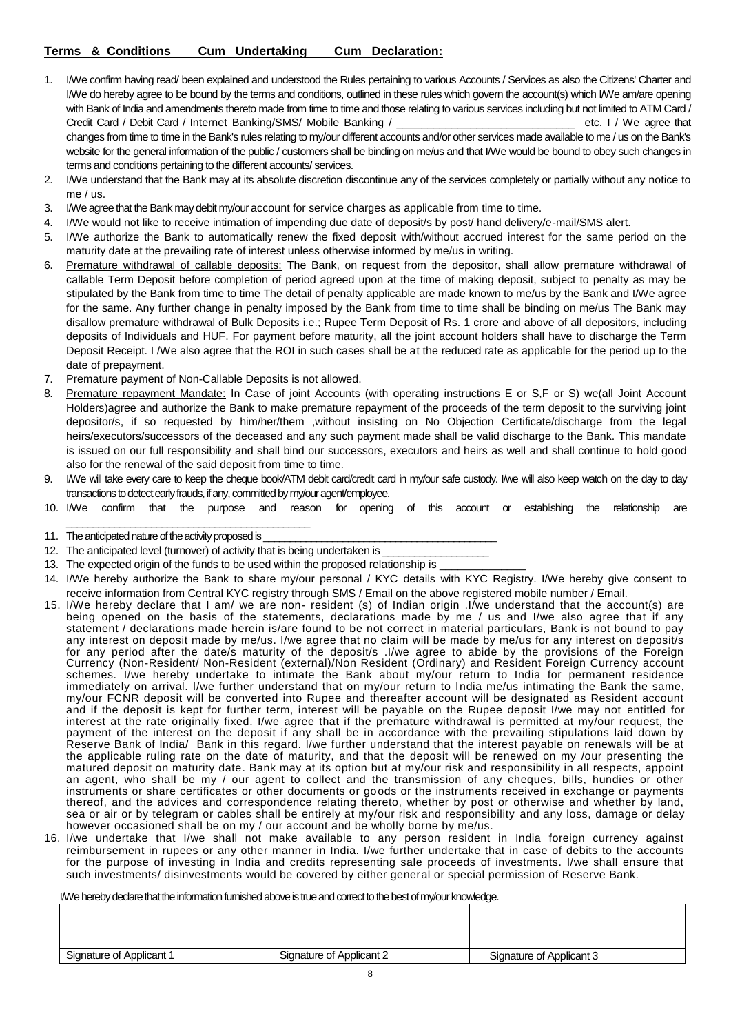**Terms & Conditions Cum Undertaking Cum Declaration:**

1. I/We confirm having read/ been explained and understood the Rules pertaining to various Accounts / Services as also the Citizens' Charter and I/We do hereby agree to be bound by the terms and conditions, outlined in these rules which govern the account(s) which I/We am/are opening with Bank of India and amendments thereto made from time to time and those relating to various services including but not limited to ATM Card / Credit Card / Debit Card / Internet Banking/SMS/ Mobile Banking / ____________________________ etc. I / We agree that changes from time to time in the Bank's rules relating to my/our different accounts and/or other services made available to me / us on the Bank's website for the general information of the public / customers shall be binding on me/us and that I/We would be bound to obey such changes in terms and conditions pertaining to the different accounts/ services.
2. I/We understand that the Bank may at its absolute discretion discontinue any of the services completely or partially without any notice to me / us.
3. I/We agree that the Bank may debit my/our account for service charges as applicable from time to time.
4. I/We would not like to receive intimation of impending due date of deposit/s by post/ hand delivery/e-mail/SMS alert.
5. I/We authorize the Bank to automatically renew the fixed deposit with/without accrued interest for the same period on the maturity date at the prevailing rate of interest unless otherwise informed by me/us in writing.
6. Premature withdrawal of callable deposits: The Bank, on request from the depositor, shall allow premature withdrawal of callable Term Deposit before completion of period agreed upon at the time of making deposit, subject to penalty as may be stipulated by the Bank from time to time The detail of penalty applicable are made known to me/us by the Bank and I/We agree for the same. Any further change in penalty imposed by the Bank from time to time shall be binding on me/us The Bank may disallow premature withdrawal of Bulk Deposits i.e.; Rupee Term Deposit of Rs. 1 crore and above of all depositors, including deposits of Individuals and HUF. For payment before maturity, all the joint account holders shall have to discharge the Term Deposit Receipt. I /We also agree that the ROI in such cases shall be at the reduced rate as applicable for the period up to the date of prepayment.
7. Premature payment of Non-Callable Deposits is not allowed.
8. Premature repayment Mandate: In Case of joint Accounts (with operating instructions E or S,F or S) we(all Joint Account Holders)agree and authorize the Bank to make premature repayment of the proceeds of the term deposit to the surviving joint depositor/s, if so requested by him/her/them ,without insisting on No Objection Certificate/discharge from the legal heirs/executors/successors of the deceased and any such payment made shall be valid discharge to the Bank. This mandate is issued on our full responsibility and shall bind our successors, executors and heirs as well and shall continue to hold good also for the renewal of the said deposit from time to time.
9. I/We will take every care to keep the cheque book/ATM debit card/credit card in my/our safe custody. I/we will also keep watch on the day to day transactions to detect early frauds, if any, committed by my/our agent/employee.
10. I/We confirm that the purpose and reason for opening of this account or establishing the relationship are ____________________________________________
11. The anticipated nature of the activity proposed is ________________________________________
12. The anticipated level (turnover) of activity that is being undertaken is _________________
13. The expected origin of the funds to be used within the proposed relationship is ______________
14. I/We hereby authorize the Bank to share my/our personal / KYC details with KYC Registry. I/We hereby give consent to receive information from Central KYC registry through SMS / Email on the above registered mobile number / Email.
15. I/We hereby declare that I am/ we are non- resident (s) of Indian origin .I/we understand that the account(s) are being opened on the basis of the statements, declarations made by me / us and I/we also agree that if any statement / declarations made herein is/are found to be not correct in material particulars, Bank is not bound to pay any interest on deposit made by me/us. I/we agree that no claim will be made by me/us for any interest on deposit/s for any period after the date/s maturity of the deposit/s .I/we agree to abide by the provisions of the Foreign Currency (Non-Resident/ Non-Resident (external)/Non Resident (Ordinary) and Resident Foreign Currency account schemes. I/we hereby undertake to intimate the Bank about my/our return to India for permanent residence immediately on arrival. I/we further understand that on my/our return to India me/us intimating the Bank the same, my/our FCNR deposit will be converted into Rupee and thereafter account will be designated as Resident account and if the deposit is kept for further term, interest will be payable on the Rupee deposit I/we may not entitled for interest at the rate originally fixed. I/we agree that if the premature withdrawal is permitted at my/our request, the payment of the interest on the deposit if any shall be in accordance with the prevailing stipulations laid down by Reserve Bank of India/ Bank in this regard. I/we further understand that the interest payable on renewals will be at the applicable ruling rate on the date of maturity, and that the deposit will be renewed on my /our presenting the matured deposit on maturity date. Bank may at its option but at my/our risk and responsibility in all respects, appoint an agent, who shall be my / our agent to collect and the transmission of any cheques, bills, hundies or other instruments or share certificates or other documents or goods or the instruments received in exchange or payments thereof, and the advices and correspondence relating thereto, whether by post or otherwise and whether by land, sea or air or by telegram or cables shall be entirely at my/our risk and responsibility and any loss, damage or delay however occasioned shall be on my / our account and be wholly borne by me/us.
16. I/we undertake that I/we shall not make available to any person resident in India foreign currency against reimbursement in rupees or any other manner in India. I/we further undertake that in case of debits to the accounts for the purpose of investing in India and credits representing sale proceeds of investments. I/we shall ensure that such investments/ disinvestments would be covered by either general or special permission of Reserve Bank.

I/We hereby declare that the information furnished above is true and correct to the best of my/our knowledge.

| | | |
|---|---|---|
| | | |
| Signature of Applicant 1 | Signature of Applicant 2 | Signature of Applicant 3 |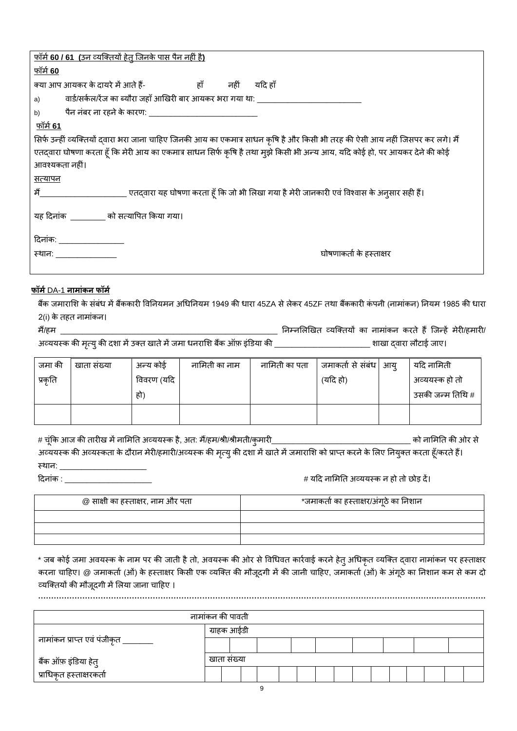फ़ॉर्म **60 / 61** (उन व्यक्तियों हेतु जिनके पास पैन नहीं है)

**फ़ॉर्म 60**

क्या आप आयकर के दायरे में आते हैं- हाँ नहीं यदि हाँ

a) वार्ड/सर्कल/रेंज का ब्यौरा जहाँ आखिरी बार आयकर भरा गया था: ___________________________

b) पैन नंबर ना रहने के कारण: ___________________________

**फ़ॉर्म 61**

सिर्फ उन्हीं व्यक्तियों द्वारा भरा जाना चाहिए जिनकी आय का एकमात्र साधन कृषि है और किसी भी तरह की ऐसी आय नहीं जिसपर कर लगे। मैं एतद्वारा घोषणा करता हूँ कि मेरी आय का एकमात्र साधन सिर्फ कृषि है तथा मुझे किसी भी अन्य आय, यदि कोई हो, पर आयकर देने की कोई आवश्यकता नहीं।

सत्यापन

मैं_____________________ एतद्वारा यह घोषणा करता हूँ कि जो भी लिखा गया है मेरी जानकारी एवं विश्वास के अनुसार सही हैं।

यह दिनांक _________ को सत्यापित किया गया।

दिनांक: ________________

स्थान: _______________

घोषणाकर्ता के हस्ताक्षर

**फ़ॉर्म** DA-1 **नामांकन फ़ॉर्म**

बैंक जमाराशि के संबंध में बैंककारी विनियमन अधिनियम 1949 की धारा 45ZA से लेकर 45ZF तथा बैंककारी कंपनी (नामांकन) नियम 1985 की धारा 2(i) के तहत नामांकन।

मैं/हम _______________________________________________________ निम्नलिखित व्यक्तियों का नामांकन करते हैं जिन्हें मेरी/हमारी/ अव्ययस्क की मृत्यु की दशा में उक्त खाते में जमा धनराशि बैंक ऑफ़ इंडिया की _______________________ शाखा द्वारा लौटाई जाए।

| जमा की प्रकृति | खाता संख्या | अन्य कोई विवरण (यदि हो) | नामिती का नाम | नामिती का पता | जमाकर्ता से संबंध (यदि हो) | आयु | यदि नामिती अव्ययस्क हो तो उसकी जन्म तिथि # |
|---|---|---|---|---|---|---|---|
| | | | | | | | |

# चूंकि आज की तारीख में नामिति अव्ययस्क है, अत: मैं/हम/श्री/श्रीमती/कुमारी___________________________________ को नामिति की ओर से अव्ययस्क की अव्यस्कता के दौरान मेरी/हमारी/अव्ययस्क की मृत्यु की दशा में खाते में जमाराशि को प्राप्त करने के लिए नियुक्त करता हूँ/करते हैं।

स्थान: _____________________

दिनांक : _____________________

# यदि नामिति अव्ययस्क न हो तो छोड़ दें।

| @ साक्षी का हस्ताक्षर, नाम और पता | *जमाकर्ता का हस्ताक्षर/अंगूठे का निशान |
|---|---|
| | |
| | |
| | |

* जब कोई जमा अवयस्क के नाम पर की जाती है तो, अवयस्क की ओर से विधिवत कार्रवाई करने हेतु अधिकृत व्यक्ति द्वारा नामांकन पर हस्ताक्षर करना चाहिए। @ जमाकर्ता (ओं) के हस्ताक्षर किसी एक व्यक्ति की मौजूदगी में की जानी चाहिए, जमाकर्ता (ओं) के अंगूठे का निशान कम से कम दो व्यक्तियों की मौजूदगी में लिया जाना चाहिए ।

.......................................................................................................................................................

| नामांकन की पावती | | | | | | | | | | | | | | | |
|---|---|---|---|---|---|---|---|---|---|---|---|---|---|---|---|
| नामांकन प्राप्त एवं पंजीकृत ________ | ग्राहक आईडी | | | | | | | | | | | | | | |
| | | | | | | | | | | | | | | | |
| बैंक ऑफ़ इंडिया हेतु प्राधिकृत हस्ताक्षरकर्ता | खाता संख्या | | | | | | | | | | | | | | |
| | | | | | | | | | | | | | | | |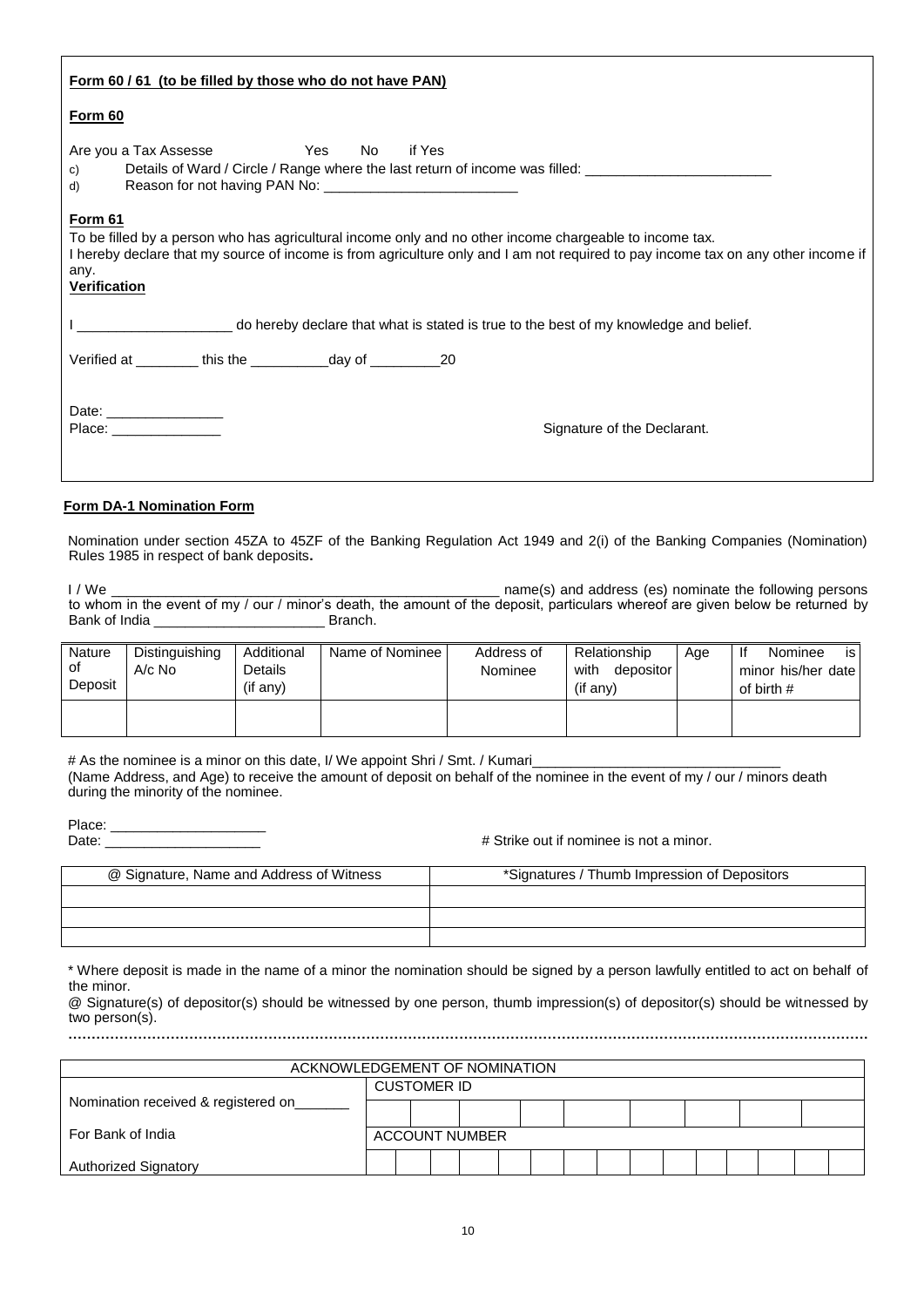**Form 60 / 61 (to be filled by those who do not have PAN)**

**Form 60**

Are you a Tax Assesse Yes No if Yes

c) Details of Ward / Circle / Range where the last return of income was filed: ________________________

d) Reason for not having PAN No: _________________________

**Form 61**

To be filled by a person who has agricultural income only and no other income chargeable to income tax.

I hereby declare that my source of income is from agriculture only and I am not required to pay income tax on any other income if any.

**Verification**

I ____________________ do hereby declare that what is stated is true to the best of my knowledge and belief.

Verified at ________ this the __________day of _________20

Date: _______________

Place: ______________

Signature of the Declarant.

**Form DA-1 Nomination Form**

Nomination under section 45ZA to 45ZF of the Banking Regulation Act 1949 and 2(i) of the Banking Companies (Nomination) Rules 1985 in respect of bank deposits**.**

I / We ___________________________________________________ name(s) and address (es) nominate the following persons to whom in the event of my / our / minor's death, the amount of the deposit, particulars whereof are given below be returned by Bank of India ______________________ Branch.

| Nature of Deposit | Distinguishing A/c No | Additional Details (if any) | Name of Nominee | Address of Nominee | Relationship with depositor (if any) | Age | If Nominee is minor his/her date of birth # |
|---|---|---|---|---|---|---|---|
| | | | | | | | |

# As the nominee is a minor on this date, I/ We appoint Shri / Smt. / Kumari________________________________

(Name Address, and Age) to receive the amount of deposit on behalf of the nominee in the event of my / our / minors death during the minority of the nominee.

Place: ____________________

Date: ____________________

# Strike out if nominee is not a minor.

| @ Signature, Name and Address of Witness | *Signatures / Thumb Impression of Depositors |
|---|---|
| | |
| | |
| | |

* Where deposit is made in the name of a minor the nomination should be signed by a person lawfully entitled to act on behalf of the minor.

@ Signature(s) of depositor(s) should be witnessed by one person, thumb impression(s) of depositor(s) should be witnessed by two person(s).

.......................................................................................................................................................................

| ACKNOWLEDGEMENT OF NOMINATION | | | | | | | | | | | | | | |
|---|---|---|---|---|---|---|---|---|---|---|---|---|---|---|
| Nomination received & registered on_______ | CUSTOMER ID | | | | | | | | | | | | | |
| | | | | | | | | | | | | | | |
| For Bank of India | ACCOUNT NUMBER | | | | | | | | | | | | | |
| Authorized Signatory | | | | | | | | | | | | | | |